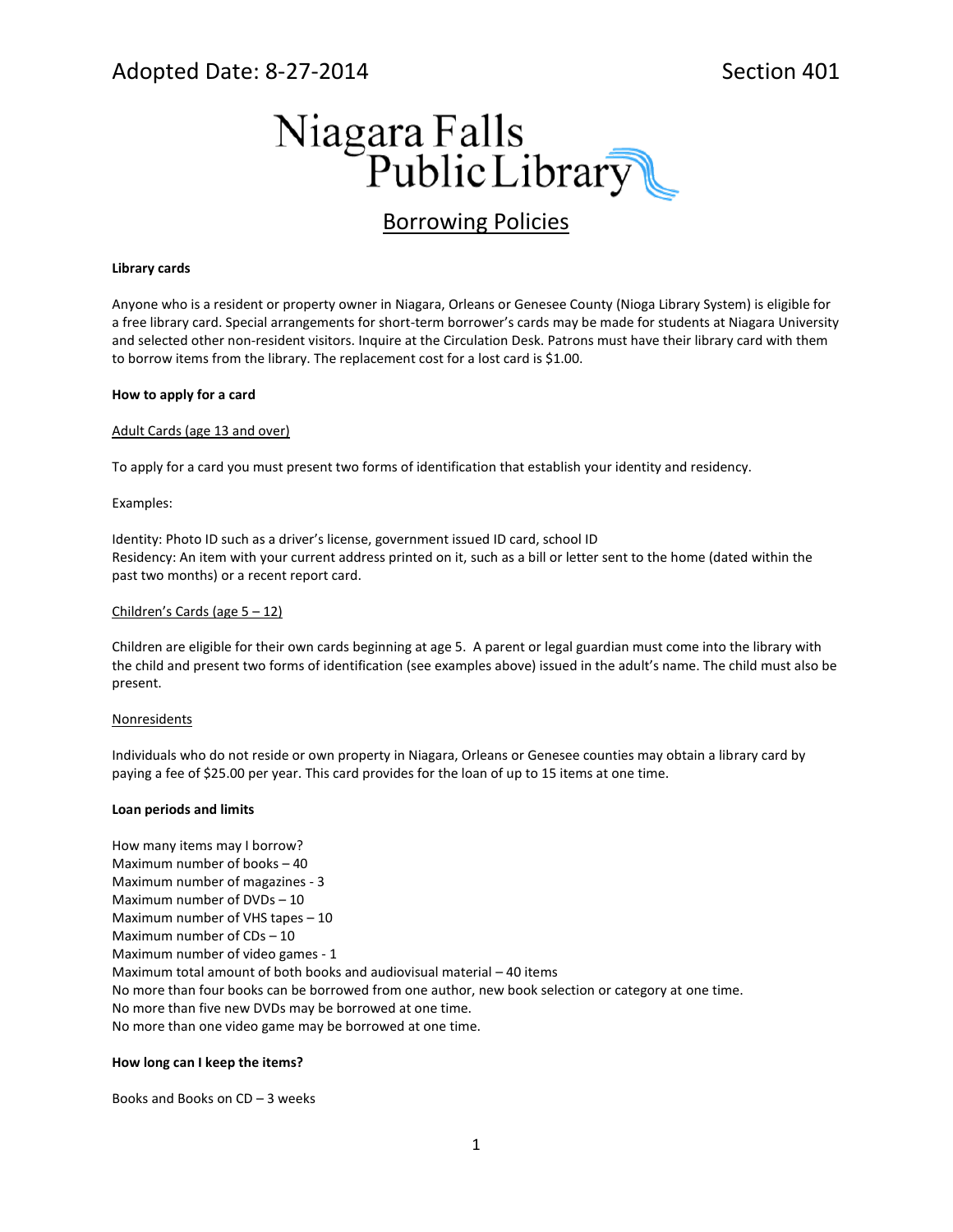Adopted Date: 8-27-2014 Section 401

# Niagara Falls Public Library

## Borrowing Policies

**Library cards**

Anyone who is a resident or property owner in Niagara, Orleans or Genesee County (Nioga Library System) is eligible for a free library card. Special arrangements for short-term borrower's cards may be made for students at Niagara University and selected other non-resident visitors. Inquire at the Circulation Desk. Patrons must have their library card with them to borrow items from the library. The replacement cost for a lost card is $1.00.

**How to apply for a card**

Adult Cards (age 13 and over)

To apply for a card you must present two forms of identification that establish your identity and residency.

Examples:

Identity: Photo ID such as a driver's license, government issued ID card, school ID
Residency: An item with your current address printed on it, such as a bill or letter sent to the home (dated within the past two months) or a recent report card.

Children's Cards (age 5 – 12)

Children are eligible for their own cards beginning at age 5. A parent or legal guardian must come into the library with the child and present two forms of identification (see examples above) issued in the adult's name. The child must also be present.

Nonresidents

Individuals who do not reside or own property in Niagara, Orleans or Genesee counties may obtain a library card by paying a fee of $25.00 per year. This card provides for the loan of up to 15 items at one time.

**Loan periods and limits**

How many items may I borrow?
Maximum number of books – 40
Maximum number of magazines - 3
Maximum number of DVDs – 10
Maximum number of VHS tapes – 10
Maximum number of CDs – 10
Maximum number of video games - 1
Maximum total amount of both books and audiovisual material – 40 items
No more than four books can be borrowed from one author, new book selection or category at one time.
No more than five new DVDs may be borrowed at one time.
No more than one video game may be borrowed at one time.

**How long can I keep the items?**

Books and Books on CD – 3 weeks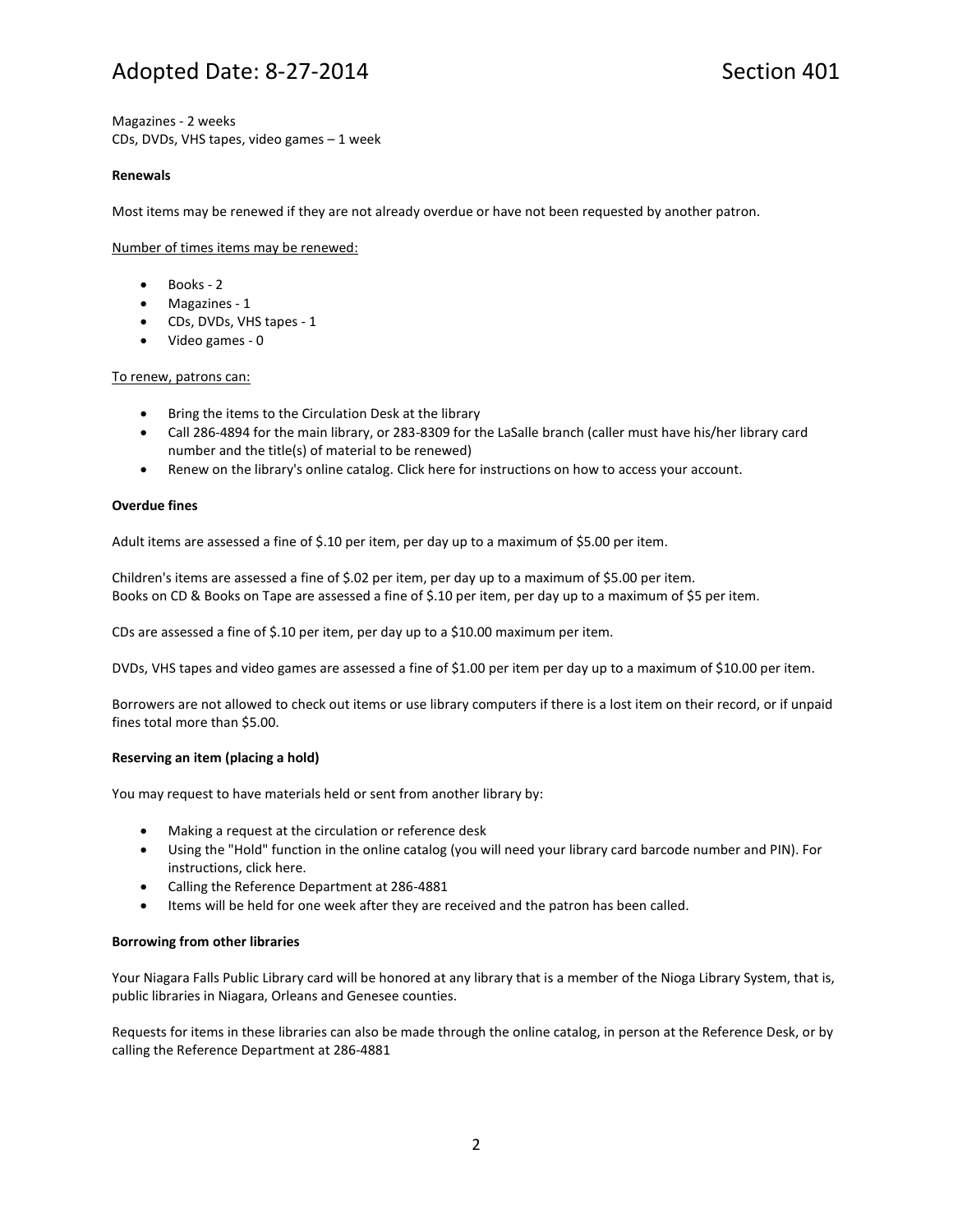Magazines - 2 weeks
CDs, DVDs, VHS tapes, video games – 1 week

**Renewals**

Most items may be renewed if they are not already overdue or have not been requested by another patron.

Number of times items may be renewed:

- Books - 2
- Magazines - 1
- CDs, DVDs, VHS tapes - 1
- Video games - 0

To renew, patrons can:

- Bring the items to the Circulation Desk at the library
- Call 286-4894 for the main library, or 283-8309 for the LaSalle branch (caller must have his/her library card number and the title(s) of material to be renewed)
- Renew on the library's online catalog. Click here for instructions on how to access your account.

**Overdue fines**

Adult items are assessed a fine of $.10 per item, per day up to a maximum of $5.00 per item.

Children's items are assessed a fine of $.02 per item, per day up to a maximum of $5.00 per item.
Books on CD & Books on Tape are assessed a fine of $.10 per item, per day up to a maximum of $5 per item.

CDs are assessed a fine of $.10 per item, per day up to a $10.00 maximum per item.

DVDs, VHS tapes and video games are assessed a fine of $1.00 per item per day up to a maximum of $10.00 per item.

Borrowers are not allowed to check out items or use library computers if there is a lost item on their record, or if unpaid fines total more than $5.00.

**Reserving an item (placing a hold)**

You may request to have materials held or sent from another library by:

- Making a request at the circulation or reference desk
- Using the "Hold" function in the online catalog (you will need your library card barcode number and PIN). For instructions, click here.
- Calling the Reference Department at 286-4881
- Items will be held for one week after they are received and the patron has been called.

**Borrowing from other libraries**

Your Niagara Falls Public Library card will be honored at any library that is a member of the Nioga Library System, that is, public libraries in Niagara, Orleans and Genesee counties.

Requests for items in these libraries can also be made through the online catalog, in person at the Reference Desk, or by calling the Reference Department at 286-4881